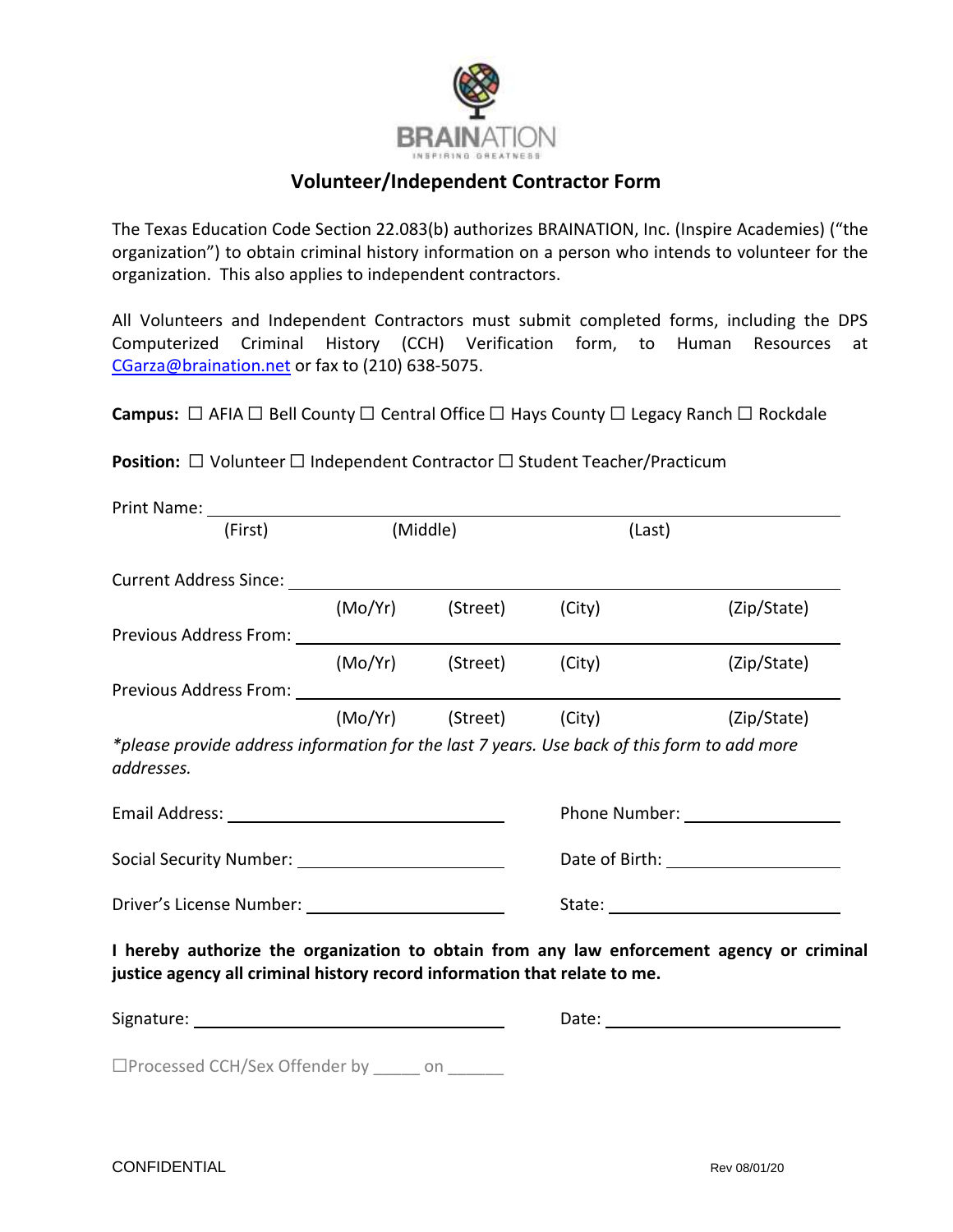BRAINATION

INSPIRING GREATNESS

## Volunteer/Independent Contractor Form

The Texas Education Code Section 22.083(b) authorizes BRAINATION, Inc. (Inspire Academies) ("the organization") to obtain criminal history information on a person who intends to volunteer for the organization. This also applies to independent contractors.

All Volunteers and Independent Contractors must submit completed forms, including the DPS Computerized Criminal History (CCH) Verification form, to Human Resources at CGarza@braination.net or fax to (210) 638-5075.

**Campus:** ☐ AFIA ☐ Bell County ☐ Central Office ☐ Hays County ☐ Legacy Ranch ☐ Rockdale

**Position:** ☐ Volunteer ☐ Independent Contractor ☐ Student Teacher/Practicum

Print Name: ______________________________________________
(First) (Middle) (Last)

Current Address Since: ______________________________________________
(Mo/Yr) (Street) (City) (Zip/State)

Previous Address From: ______________________________________________
(Mo/Yr) (Street) (City) (Zip/State)

Previous Address From: ______________________________________________
(Mo/Yr) (Street) (City) (Zip/State)

*\*please provide address information for the last 7 years. Use back of this form to add more addresses.*

Email Address: ______________________ Phone Number: ______________

Social Security Number: ______________________ Date of Birth: ______________

Driver's License Number: ______________________ State: ______________

**I hereby authorize the organization to obtain from any law enforcement agency or criminal justice agency all criminal history record information that relate to me.**

Signature: ______________________ Date: ______________

☐Processed CCH/Sex Offender by _____ on ______

CONFIDENTIAL

Rev 08/01/20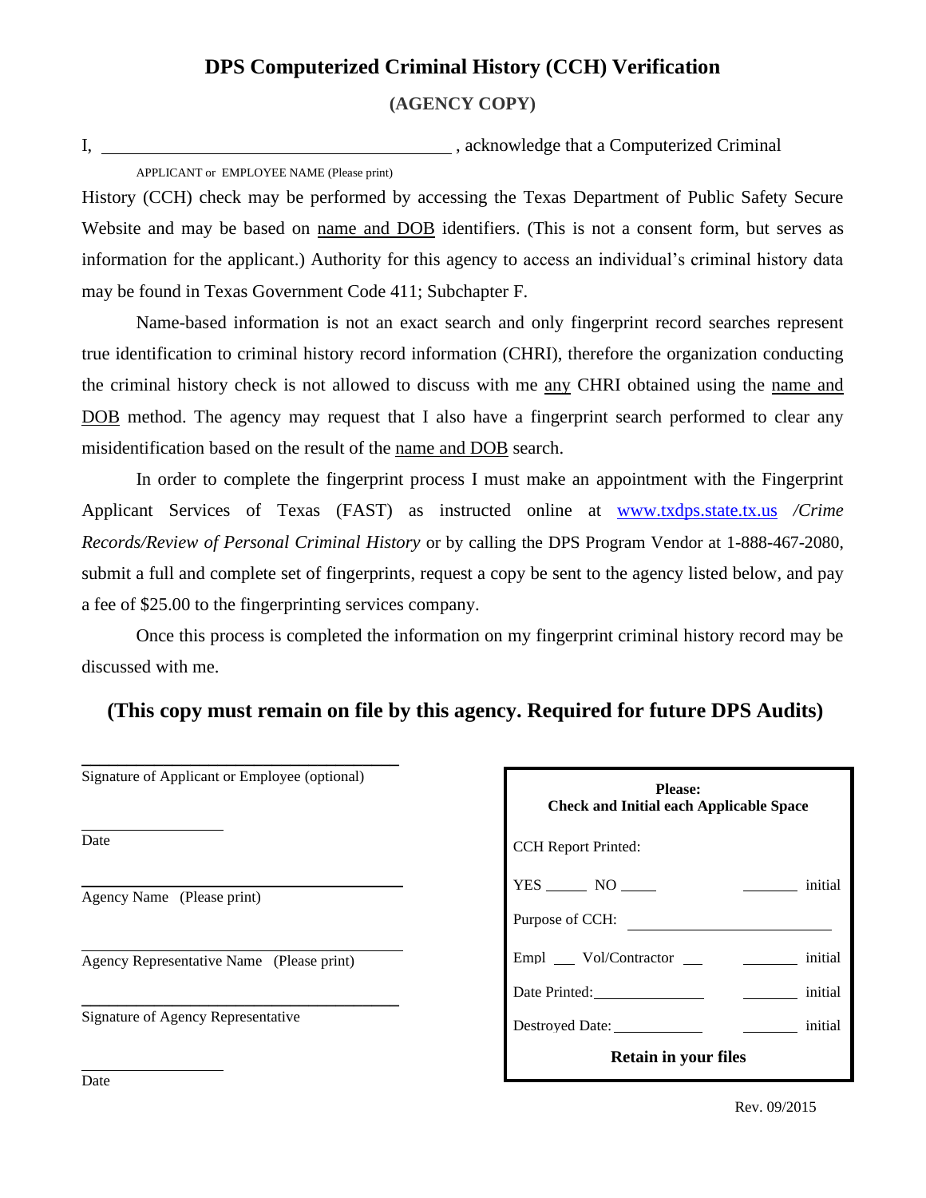# DPS Computerized Criminal History (CCH) Verification

## (AGENCY COPY)

I, ______________________________ , acknowledge that a Computerized Criminal

APPLICANT or EMPLOYEE NAME (Please print)

History (CCH) check may be performed by accessing the Texas Department of Public Safety Secure Website and may be based on name and DOB identifiers. (This is not a consent form, but serves as information for the applicant.) Authority for this agency to access an individual's criminal history data may be found in Texas Government Code 411; Subchapter F.

Name-based information is not an exact search and only fingerprint record searches represent true identification to criminal history record information (CHRI), therefore the organization conducting the criminal history check is not allowed to discuss with me any CHRI obtained using the name and DOB method. The agency may request that I also have a fingerprint search performed to clear any misidentification based on the result of the name and DOB search.

In order to complete the fingerprint process I must make an appointment with the Fingerprint Applicant Services of Texas (FAST) as instructed online at www.txdps.state.tx.us */Crime Records/Review of Personal Criminal History* or by calling the DPS Program Vendor at 1-888-467-2080, submit a full and complete set of fingerprints, request a copy be sent to the agency listed below, and pay a fee of $25.00 to the fingerprinting services company.

Once this process is completed the information on my fingerprint criminal history record may be discussed with me.

## (This copy must remain on file by this agency. Required for future DPS Audits)

______________________________
Signature of Applicant or Employee (optional)

______________
Date

______________________________
Agency Name (Please print)

______________________________
Agency Representative Name (Please print)

______________________________
Signature of Agency Representative

______________
Date

**Please:**
**Check and Initial each Applicable Space**

CCH Report Printed:

YES _____ NO _____ _______ initial

Purpose of CCH: ____________________

Empl ___ Vol/Contractor ___ _______ initial

Date Printed: ____________ _______ initial

Destroyed Date: ____________ _______ initial

**Retain in your files**

Rev. 09/2015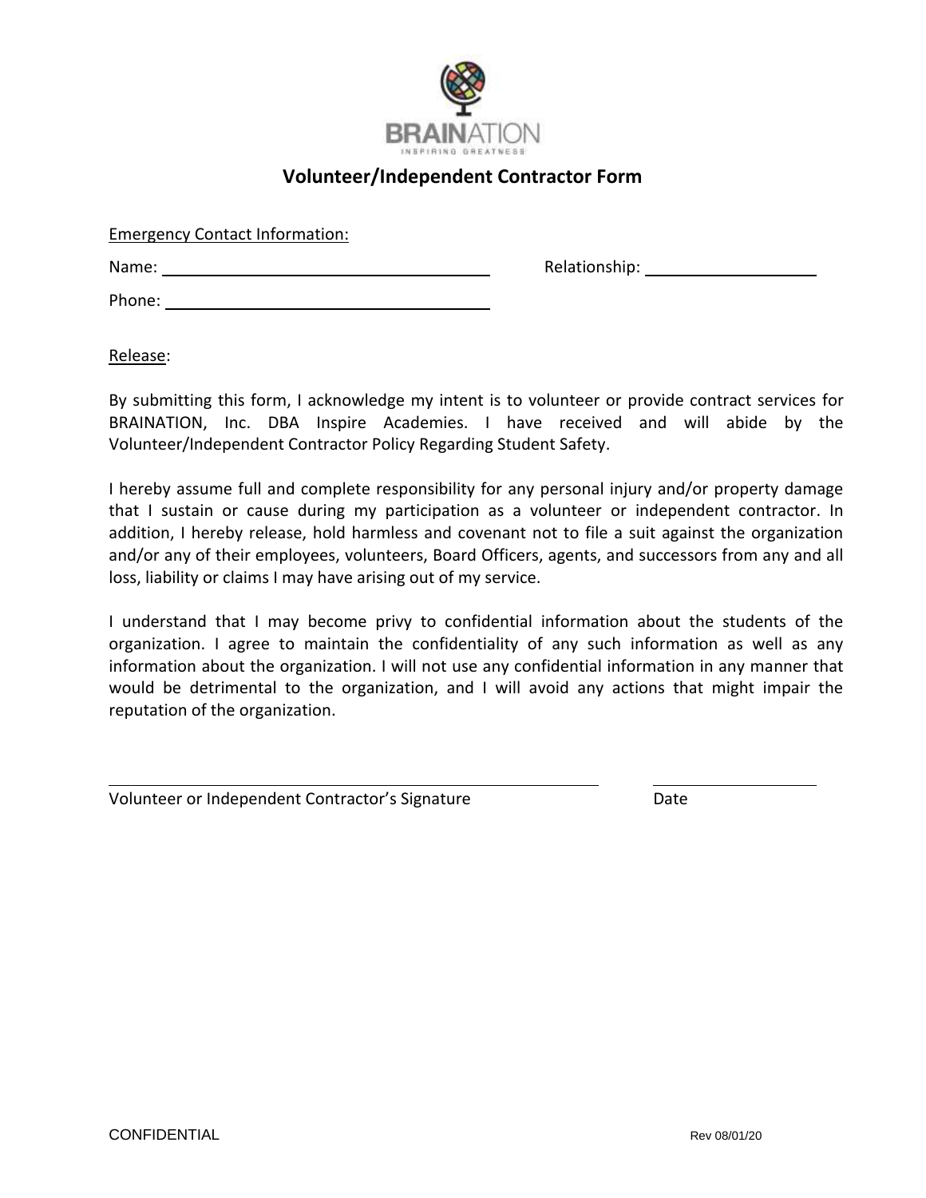BRAINATION

INSPIRING GREATNESS

## Volunteer/Independent Contractor Form

Emergency Contact Information:

Name: ______________________________ Relationship: ____________________

Phone: ______________________________

Release:

By submitting this form, I acknowledge my intent is to volunteer or provide contract services for BRAINATION, Inc. DBA Inspire Academies. I have received and will abide by the Volunteer/Independent Contractor Policy Regarding Student Safety.

I hereby assume full and complete responsibility for any personal injury and/or property damage that I sustain or cause during my participation as a volunteer or independent contractor. In addition, I hereby release, hold harmless and covenant not to file a suit against the organization and/or any of their employees, volunteers, Board Officers, agents, and successors from any and all loss, liability or claims I may have arising out of my service.

I understand that I may become privy to confidential information about the students of the organization. I agree to maintain the confidentiality of any such information as well as any information about the organization. I will not use any confidential information in any manner that would be detrimental to the organization, and I will avoid any actions that might impair the reputation of the organization.

______________________________________________ ____________________

Volunteer or Independent Contractor's Signature Date

CONFIDENTIAL

Rev 08/01/20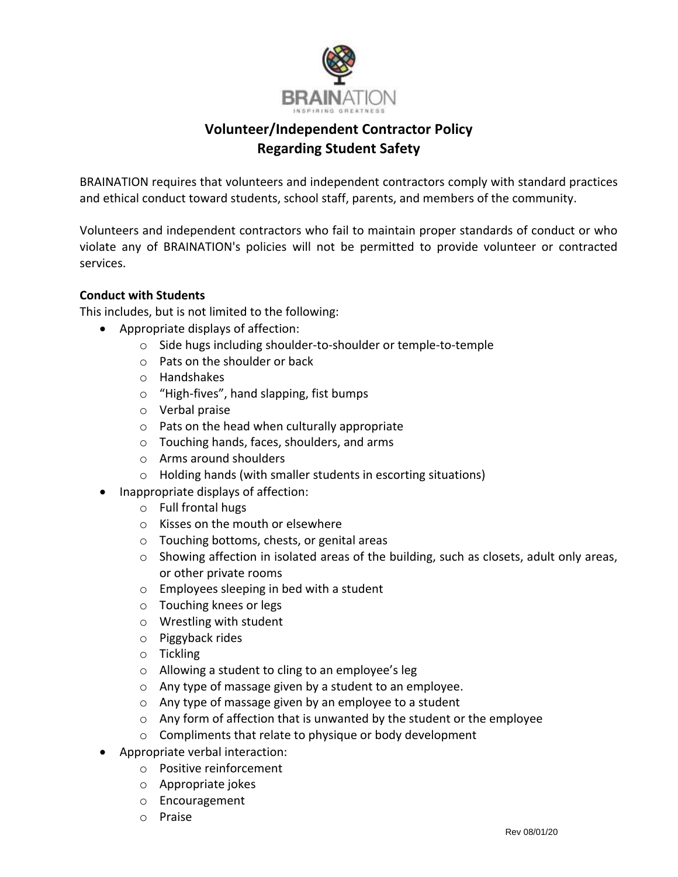BRAINATION

INSPIRING GREATNESS

## Volunteer/Independent Contractor Policy Regarding Student Safety

BRAINATION requires that volunteers and independent contractors comply with standard practices and ethical conduct toward students, school staff, parents, and members of the community.

Volunteers and independent contractors who fail to maintain proper standards of conduct or who violate any of BRAINATION's policies will not be permitted to provide volunteer or contracted services.

**Conduct with Students**

This includes, but is not limited to the following:

- Appropriate displays of affection:
  - Side hugs including shoulder-to-shoulder or temple-to-temple
  - Pats on the shoulder or back
  - Handshakes
  - "High-fives", hand slapping, fist bumps
  - Verbal praise
  - Pats on the head when culturally appropriate
  - Touching hands, faces, shoulders, and arms
  - Arms around shoulders
  - Holding hands (with smaller students in escorting situations)
- Inappropriate displays of affection:
  - Full frontal hugs
  - Kisses on the mouth or elsewhere
  - Touching bottoms, chests, or genital areas
  - Showing affection in isolated areas of the building, such as closets, adult only areas, or other private rooms
  - Employees sleeping in bed with a student
  - Touching knees or legs
  - Wrestling with student
  - Piggyback rides
  - Tickling
  - Allowing a student to cling to an employee's leg
  - Any type of massage given by a student to an employee.
  - Any type of massage given by an employee to a student
  - Any form of affection that is unwanted by the student or the employee
  - Compliments that relate to physique or body development
- Appropriate verbal interaction:
  - Positive reinforcement
  - Appropriate jokes
  - Encouragement
  - Praise

Rev 08/01/20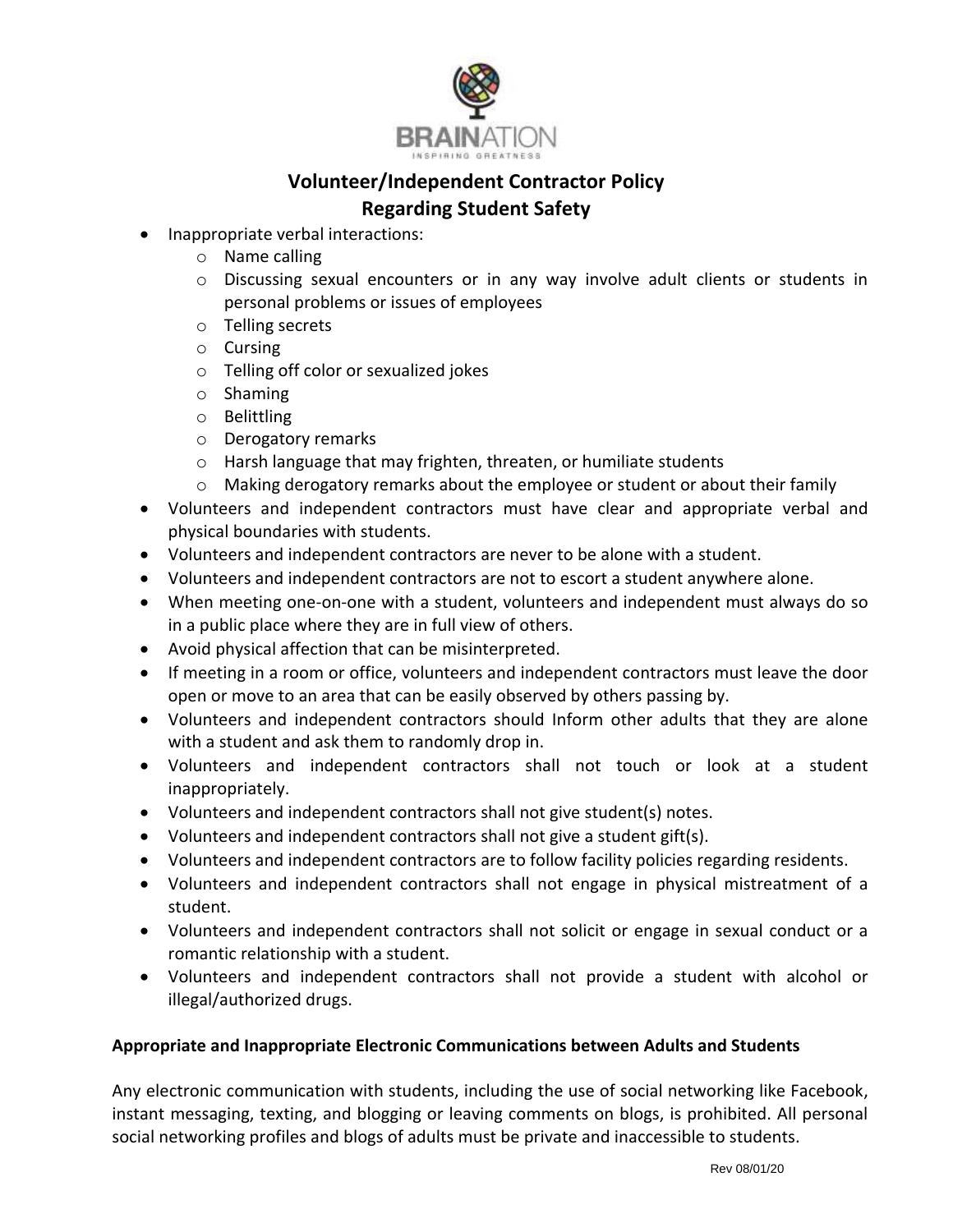# Volunteer/Independent Contractor Policy Regarding Student Safety

- Inappropriate verbal interactions:
  - Name calling
  - Discussing sexual encounters or in any way involve adult clients or students in personal problems or issues of employees
  - Telling secrets
  - Cursing
  - Telling off color or sexualized jokes
  - Shaming
  - Belittling
  - Derogatory remarks
  - Harsh language that may frighten, threaten, or humiliate students
  - Making derogatory remarks about the employee or student or about their family
- Volunteers and independent contractors must have clear and appropriate verbal and physical boundaries with students.
- Volunteers and independent contractors are never to be alone with a student.
- Volunteers and independent contractors are not to escort a student anywhere alone.
- When meeting one-on-one with a student, volunteers and independent must always do so in a public place where they are in full view of others.
- Avoid physical affection that can be misinterpreted.
- If meeting in a room or office, volunteers and independent contractors must leave the door open or move to an area that can be easily observed by others passing by.
- Volunteers and independent contractors should Inform other adults that they are alone with a student and ask them to randomly drop in.
- Volunteers and independent contractors shall not touch or look at a student inappropriately.
- Volunteers and independent contractors shall not give student(s) notes.
- Volunteers and independent contractors shall not give a student gift(s).
- Volunteers and independent contractors are to follow facility policies regarding residents.
- Volunteers and independent contractors shall not engage in physical mistreatment of a student.
- Volunteers and independent contractors shall not solicit or engage in sexual conduct or a romantic relationship with a student.
- Volunteers and independent contractors shall not provide a student with alcohol or illegal/authorized drugs.

**Appropriate and Inappropriate Electronic Communications between Adults and Students**

Any electronic communication with students, including the use of social networking like Facebook, instant messaging, texting, and blogging or leaving comments on blogs, is prohibited. All personal social networking profiles and blogs of adults must be private and inaccessible to students.

Rev 08/01/20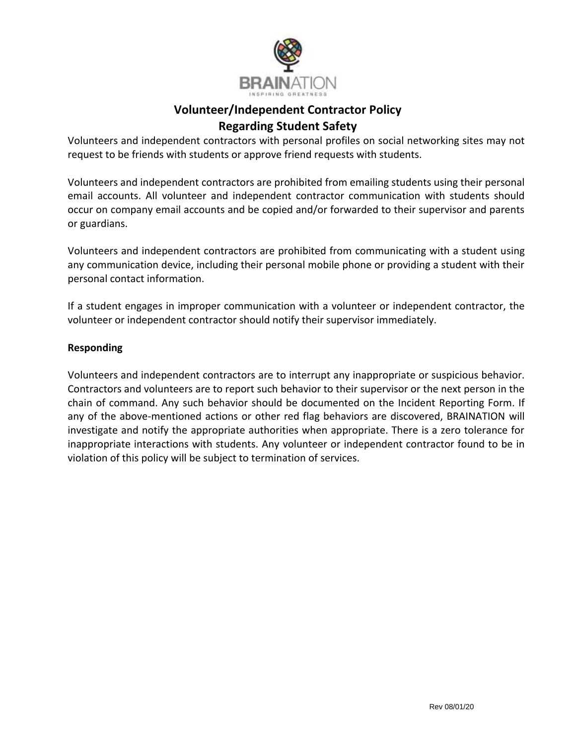BRAINATION

INSPIRING GREATNESS

## Volunteer/Independent Contractor Policy
## Regarding Student Safety

Volunteers and independent contractors with personal profiles on social networking sites may not request to be friends with students or approve friend requests with students.

Volunteers and independent contractors are prohibited from emailing students using their personal email accounts. All volunteer and independent contractor communication with students should occur on company email accounts and be copied and/or forwarded to their supervisor and parents or guardians.

Volunteers and independent contractors are prohibited from communicating with a student using any communication device, including their personal mobile phone or providing a student with their personal contact information.

If a student engages in improper communication with a volunteer or independent contractor, the volunteer or independent contractor should notify their supervisor immediately.

**Responding**

Volunteers and independent contractors are to interrupt any inappropriate or suspicious behavior. Contractors and volunteers are to report such behavior to their supervisor or the next person in the chain of command. Any such behavior should be documented on the Incident Reporting Form. If any of the above-mentioned actions or other red flag behaviors are discovered, BRAINATION will investigate and notify the appropriate authorities when appropriate. There is a zero tolerance for inappropriate interactions with students. Any volunteer or independent contractor found to be in violation of this policy will be subject to termination of services.

Rev 08/01/20